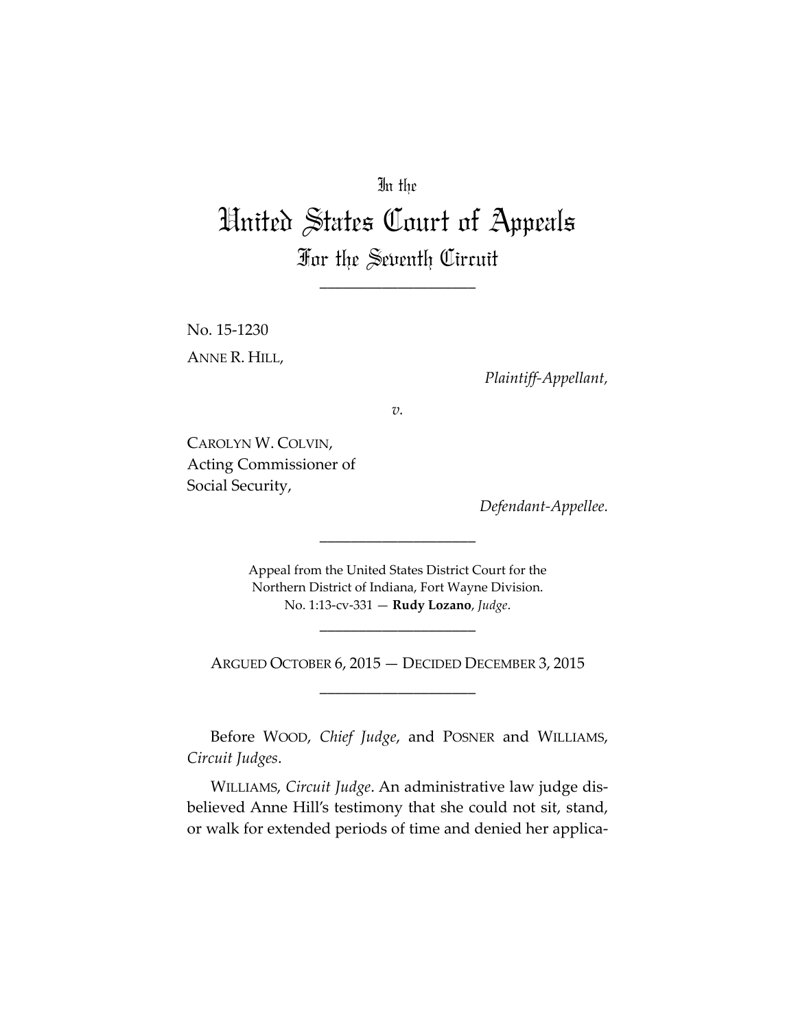In the

# United States Court of Appeals

## For the Seventh Circuit

\_\_\_\_\_\_\_\_\_\_\_\_\_\_\_\_\_\_\_\_

No. 15-1230

ANNE R. HILL,

*Plaintiff-Appellant,*

*v.*

CAROLYN W. COLVIN,
Acting Commissioner of
Social Security,

*Defendant-Appellee.*

\_\_\_\_\_\_\_\_\_\_\_\_\_\_\_\_\_\_\_\_

Appeal from the United States District Court for the
Northern District of Indiana, Fort Wayne Division.
No. 1:13-cv-331 — **Rudy Lozano**, *Judge*.

\_\_\_\_\_\_\_\_\_\_\_\_\_\_\_\_\_\_\_\_

ARGUED OCTOBER 6, 2015 — DECIDED DECEMBER 3, 2015

\_\_\_\_\_\_\_\_\_\_\_\_\_\_\_\_\_\_\_\_

Before WOOD, *Chief Judge*, and POSNER and WILLIAMS, *Circuit Judges*.

WILLIAMS, *Circuit Judge*. An administrative law judge disbelieved Anne Hill's testimony that she could not sit, stand, or walk for extended periods of time and denied her applica-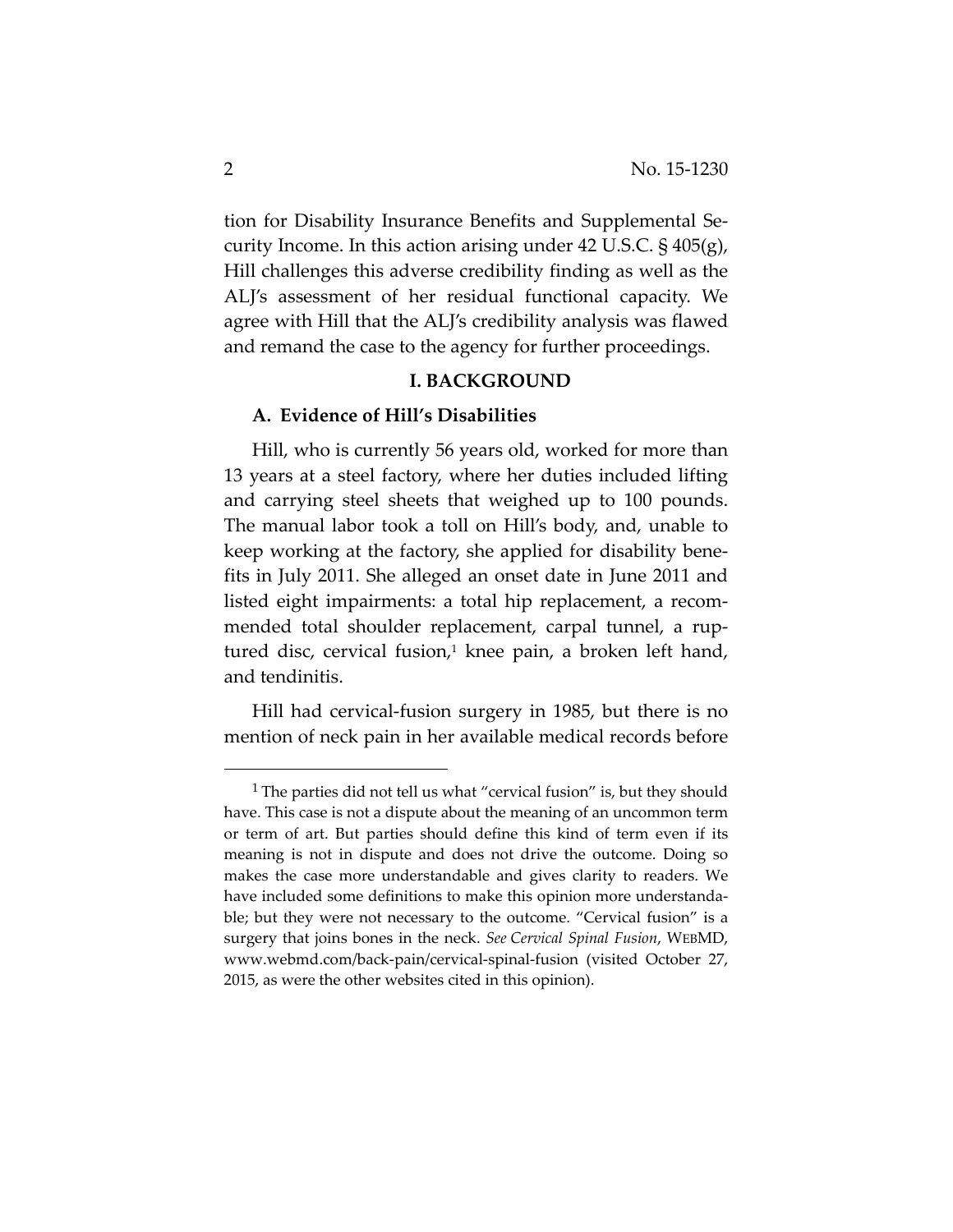tion for Disability Insurance Benefits and Supplemental Security Income. In this action arising under 42 U.S.C. § 405(g), Hill challenges this adverse credibility finding as well as the ALJ's assessment of her residual functional capacity. We agree with Hill that the ALJ's credibility analysis was flawed and remand the case to the agency for further proceedings.

## I. BACKGROUND

### A. Evidence of Hill's Disabilities

Hill, who is currently 56 years old, worked for more than 13 years at a steel factory, where her duties included lifting and carrying steel sheets that weighed up to 100 pounds. The manual labor took a toll on Hill's body, and, unable to keep working at the factory, she applied for disability benefits in July 2011. She alleged an onset date in June 2011 and listed eight impairments: a total hip replacement, a recommended total shoulder replacement, carpal tunnel, a ruptured disc, cervical fusion,[1] knee pain, a broken left hand, and tendinitis.

Hill had cervical-fusion surgery in 1985, but there is no mention of neck pain in her available medical records before

---

[1] The parties did not tell us what "cervical fusion" is, but they should have. This case is not a dispute about the meaning of an uncommon term or term of art. But parties should define this kind of term even if its meaning is not in dispute and does not drive the outcome. Doing so makes the case more understandable and gives clarity to readers. We have included some definitions to make this opinion more understandable; but they were not necessary to the outcome. "Cervical fusion" is a surgery that joins bones in the neck. *See Cervical Spinal Fusion*, WEBMD, www.webmd.com/back-pain/cervical-spinal-fusion (visited October 27, 2015, as were the other websites cited in this opinion).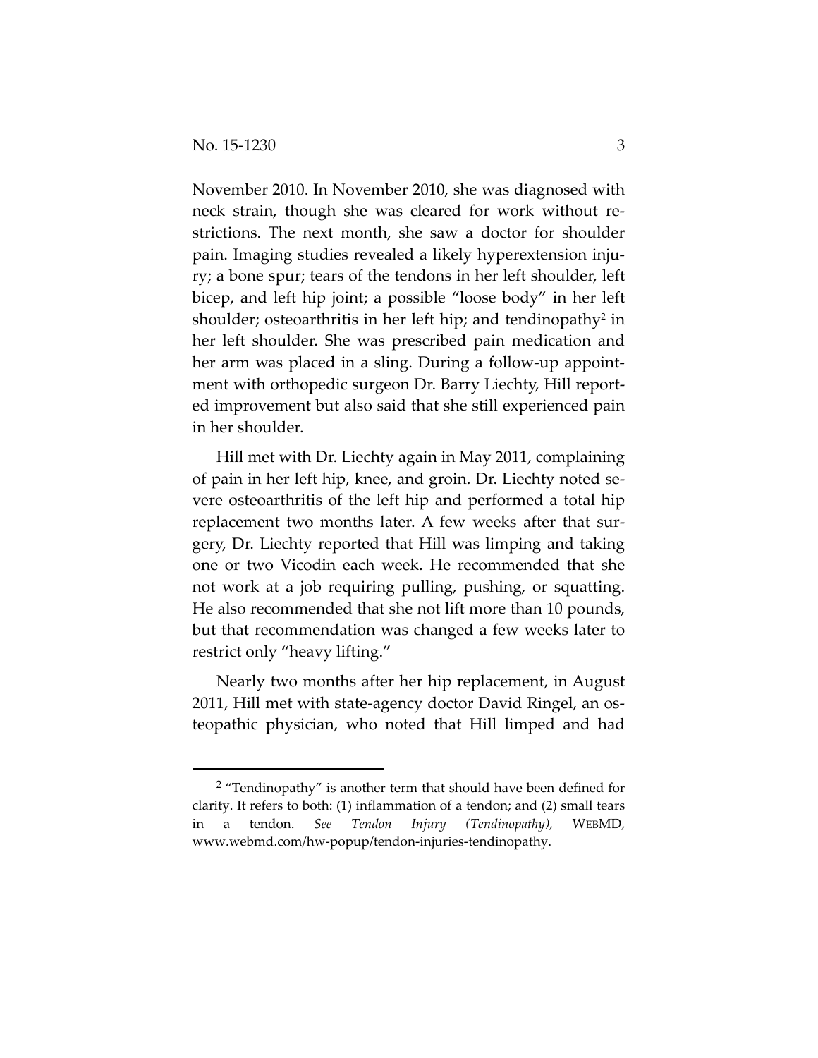November 2010. In November 2010, she was diagnosed with neck strain, though she was cleared for work without restrictions. The next month, she saw a doctor for shoulder pain. Imaging studies revealed a likely hyperextension injury; a bone spur; tears of the tendons in her left shoulder, left bicep, and left hip joint; a possible "loose body" in her left shoulder; osteoarthritis in her left hip; and tendinopathy[2] in her left shoulder. She was prescribed pain medication and her arm was placed in a sling. During a follow-up appointment with orthopedic surgeon Dr. Barry Liechty, Hill reported improvement but also said that she still experienced pain in her shoulder.

Hill met with Dr. Liechty again in May 2011, complaining of pain in her left hip, knee, and groin. Dr. Liechty noted severe osteoarthritis of the left hip and performed a total hip replacement two months later. A few weeks after that surgery, Dr. Liechty reported that Hill was limping and taking one or two Vicodin each week. He recommended that she not work at a job requiring pulling, pushing, or squatting. He also recommended that she not lift more than 10 pounds, but that recommendation was changed a few weeks later to restrict only "heavy lifting."

Nearly two months after her hip replacement, in August 2011, Hill met with state-agency doctor David Ringel, an osteopathic physician, who noted that Hill limped and had

---

[2] "Tendinopathy" is another term that should have been defined for clarity. It refers to both: (1) inflammation of a tendon; and (2) small tears in a tendon. *See Tendon Injury (Tendinopathy)*, WEBMD, www.webmd.com/hw-popup/tendon-injuries-tendinopathy.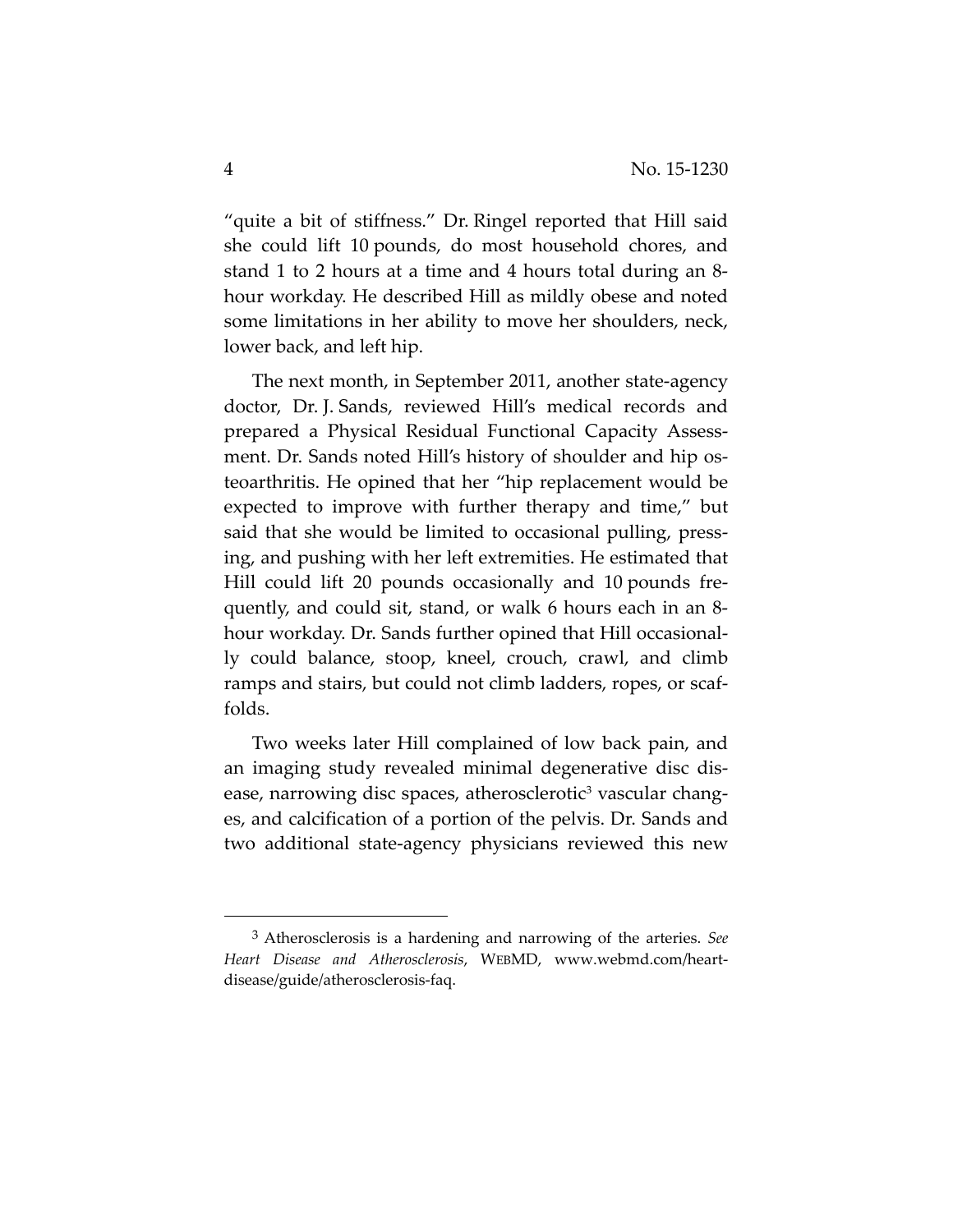"quite a bit of stiffness." Dr. Ringel reported that Hill said she could lift 10 pounds, do most household chores, and stand 1 to 2 hours at a time and 4 hours total during an 8-hour workday. He described Hill as mildly obese and noted some limitations in her ability to move her shoulders, neck, lower back, and left hip.

The next month, in September 2011, another state-agency doctor, Dr. J. Sands, reviewed Hill's medical records and prepared a Physical Residual Functional Capacity Assessment. Dr. Sands noted Hill's history of shoulder and hip osteoarthritis. He opined that her "hip replacement would be expected to improve with further therapy and time," but said that she would be limited to occasional pulling, pressing, and pushing with her left extremities. He estimated that Hill could lift 20 pounds occasionally and 10 pounds frequently, and could sit, stand, or walk 6 hours each in an 8-hour workday. Dr. Sands further opined that Hill occasionally could balance, stoop, kneel, crouch, crawl, and climb ramps and stairs, but could not climb ladders, ropes, or scaffolds.

Two weeks later Hill complained of low back pain, and an imaging study revealed minimal degenerative disc disease, narrowing disc spaces, atherosclerotic[3] vascular changes, and calcification of a portion of the pelvis. Dr. Sands and two additional state-agency physicians reviewed this new

---

[3] Atherosclerosis is a hardening and narrowing of the arteries. *See Heart Disease and Atherosclerosis*, WEBMD, www.webmd.com/heart-disease/guide/atherosclerosis-faq.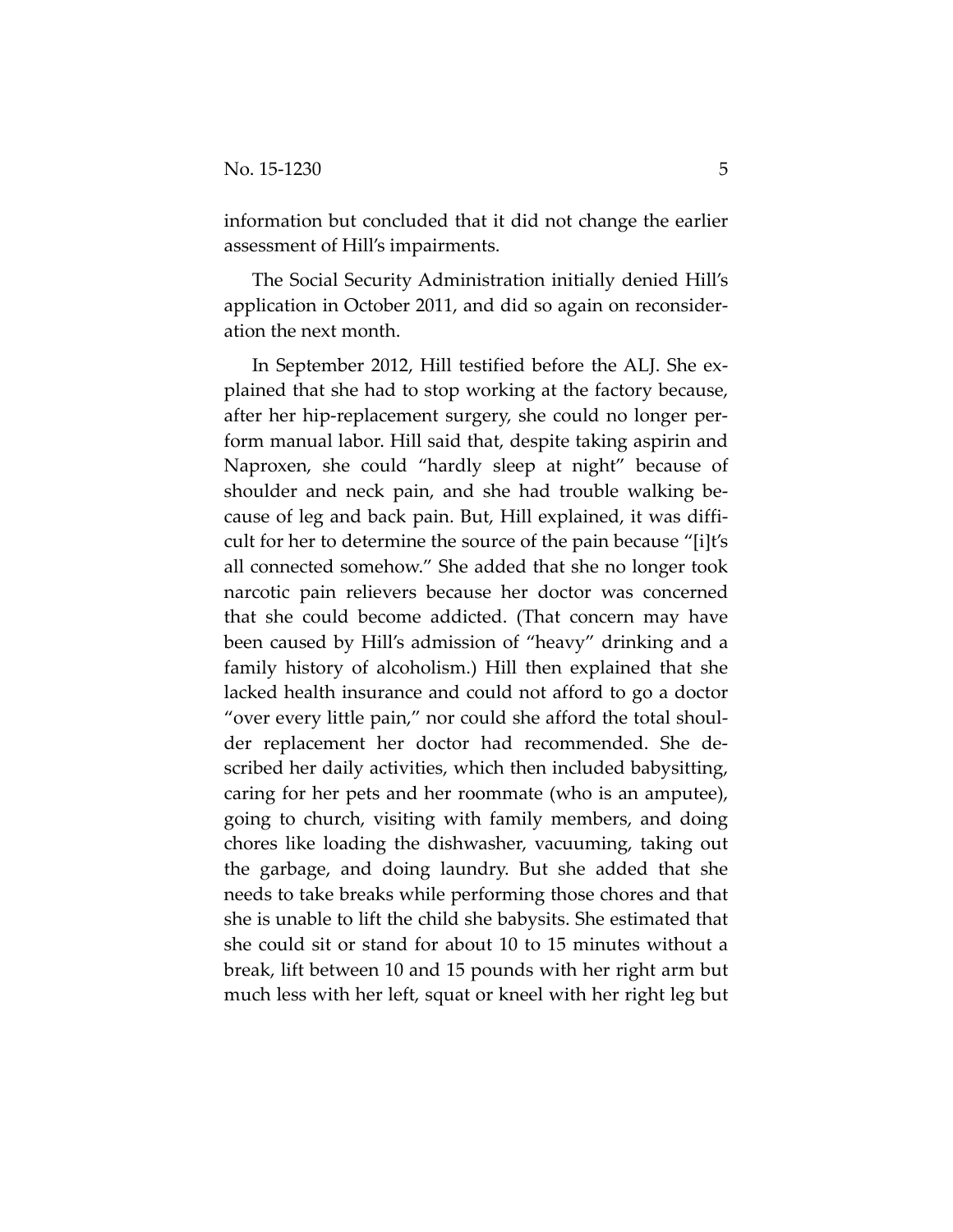information but concluded that it did not change the earlier assessment of Hill's impairments.

The Social Security Administration initially denied Hill's application in October 2011, and did so again on reconsideration the next month.

In September 2012, Hill testified before the ALJ. She explained that she had to stop working at the factory because, after her hip-replacement surgery, she could no longer perform manual labor. Hill said that, despite taking aspirin and Naproxen, she could "hardly sleep at night" because of shoulder and neck pain, and she had trouble walking because of leg and back pain. But, Hill explained, it was difficult for her to determine the source of the pain because "[i]t's all connected somehow." She added that she no longer took narcotic pain relievers because her doctor was concerned that she could become addicted. (That concern may have been caused by Hill's admission of "heavy" drinking and a family history of alcoholism.) Hill then explained that she lacked health insurance and could not afford to go a doctor "over every little pain," nor could she afford the total shoulder replacement her doctor had recommended. She described her daily activities, which then included babysitting, caring for her pets and her roommate (who is an amputee), going to church, visiting with family members, and doing chores like loading the dishwasher, vacuuming, taking out the garbage, and doing laundry. But she added that she needs to take breaks while performing those chores and that she is unable to lift the child she babysits. She estimated that she could sit or stand for about 10 to 15 minutes without a break, lift between 10 and 15 pounds with her right arm but much less with her left, squat or kneel with her right leg but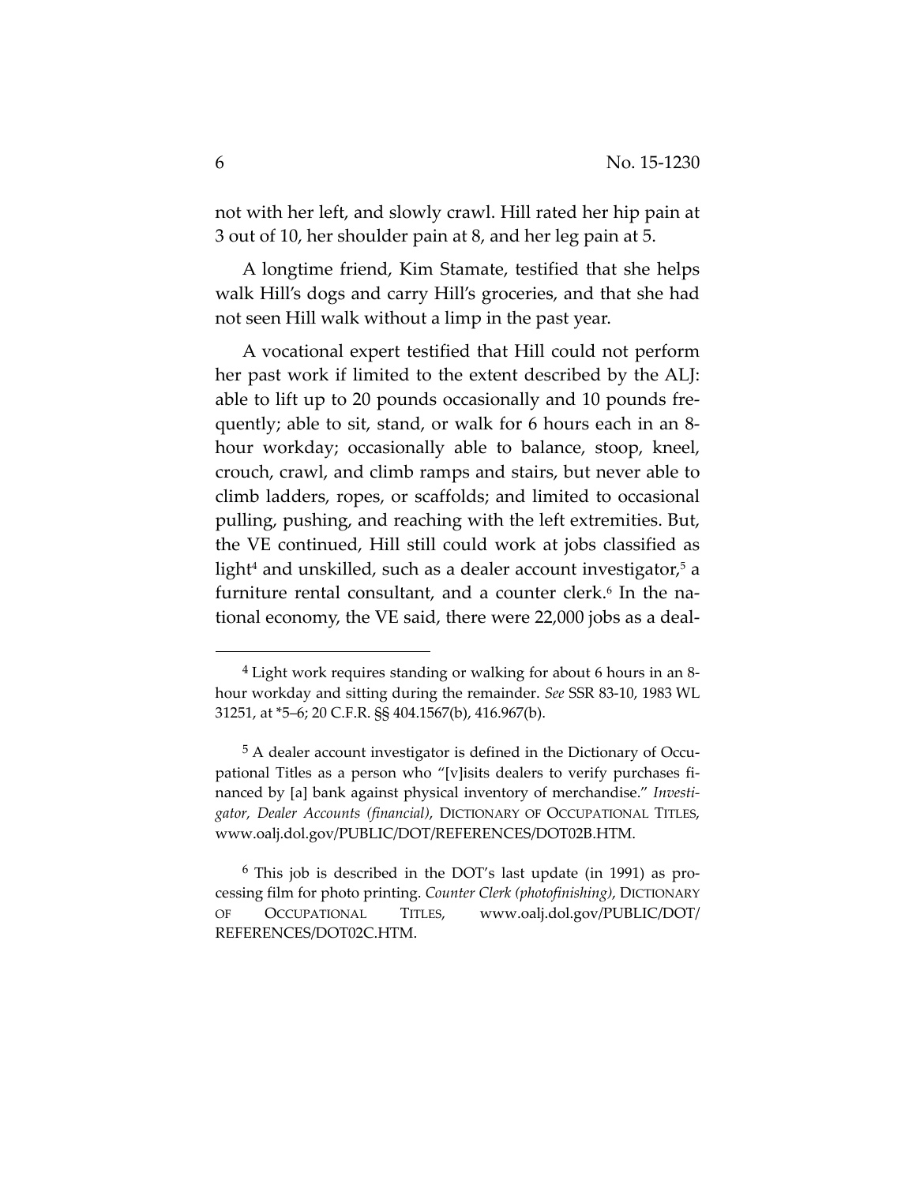not with her left, and slowly crawl. Hill rated her hip pain at 3 out of 10, her shoulder pain at 8, and her leg pain at 5.

A longtime friend, Kim Stamate, testified that she helps walk Hill's dogs and carry Hill's groceries, and that she had not seen Hill walk without a limp in the past year.

A vocational expert testified that Hill could not perform her past work if limited to the extent described by the ALJ: able to lift up to 20 pounds occasionally and 10 pounds frequently; able to sit, stand, or walk for 6 hours each in an 8-hour workday; occasionally able to balance, stoop, kneel, crouch, crawl, and climb ramps and stairs, but never able to climb ladders, ropes, or scaffolds; and limited to occasional pulling, pushing, and reaching with the left extremities. But, the VE continued, Hill still could work at jobs classified as light[4] and unskilled, such as a dealer account investigator,[5] a furniture rental consultant, and a counter clerk.[6] In the national economy, the VE said, there were 22,000 jobs as a deal-

---

[4] Light work requires standing or walking for about 6 hours in an 8-hour workday and sitting during the remainder. *See* SSR 83-10, 1983 WL 31251, at *5–6; 20 C.F.R. §§ 404.1567(b), 416.967(b).

[5] A dealer account investigator is defined in the Dictionary of Occupational Titles as a person who "[v]isits dealers to verify purchases financed by [a] bank against physical inventory of merchandise." *Investigator, Dealer Accounts (financial)*, DICTIONARY OF OCCUPATIONAL TITLES, www.oalj.dol.gov/PUBLIC/DOT/REFERENCES/DOT02B.HTM.

[6] This job is described in the DOT's last update (in 1991) as processing film for photo printing. *Counter Clerk (photofinishing)*, DICTIONARY OF OCCUPATIONAL TITLES, www.oalj.dol.gov/PUBLIC/DOT/REFERENCES/DOT02C.HTM.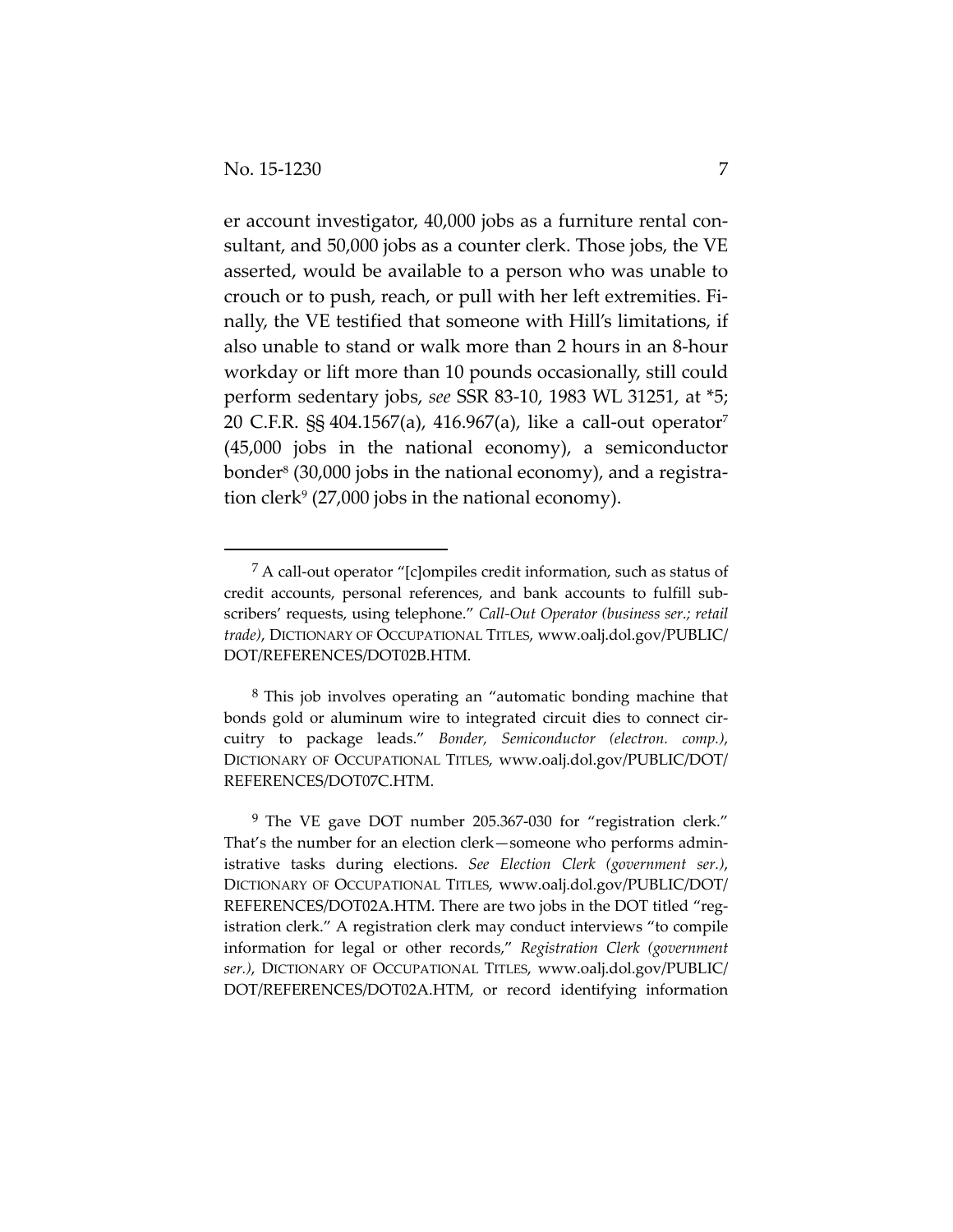er account investigator, 40,000 jobs as a furniture rental consultant, and 50,000 jobs as a counter clerk. Those jobs, the VE asserted, would be available to a person who was unable to crouch or to push, reach, or pull with her left extremities. Finally, the VE testified that someone with Hill's limitations, if also unable to stand or walk more than 2 hours in an 8-hour workday or lift more than 10 pounds occasionally, still could perform sedentary jobs, *see* SSR 83-10, 1983 WL 31251, at *5; 20 C.F.R. §§ 404.1567(a), 416.967(a), like a call-out operator[7] (45,000 jobs in the national economy), a semiconductor bonder[8] (30,000 jobs in the national economy), and a registration clerk[9] (27,000 jobs in the national economy).

---

[7] A call-out operator "[c]ompiles credit information, such as status of credit accounts, personal references, and bank accounts to fulfill subscribers' requests, using telephone." *Call-Out Operator (business ser.; retail trade)*, DICTIONARY OF OCCUPATIONAL TITLES, www.oalj.dol.gov/PUBLIC/DOT/REFERENCES/DOT02B.HTM.

[8] This job involves operating an "automatic bonding machine that bonds gold or aluminum wire to integrated circuit dies to connect circuitry to package leads." *Bonder, Semiconductor (electron. comp.)*, DICTIONARY OF OCCUPATIONAL TITLES, www.oalj.dol.gov/PUBLIC/DOT/REFERENCES/DOT07C.HTM.

[9] The VE gave DOT number 205.367-030 for "registration clerk." That's the number for an election clerk—someone who performs administrative tasks during elections. *See Election Clerk (government ser.)*, DICTIONARY OF OCCUPATIONAL TITLES, www.oalj.dol.gov/PUBLIC/DOT/REFERENCES/DOT02A.HTM. There are two jobs in the DOT titled "registration clerk." A registration clerk may conduct interviews "to compile information for legal or other records," *Registration Clerk (government ser.)*, DICTIONARY OF OCCUPATIONAL TITLES, www.oalj.dol.gov/PUBLIC/DOT/REFERENCES/DOT02A.HTM, or record identifying information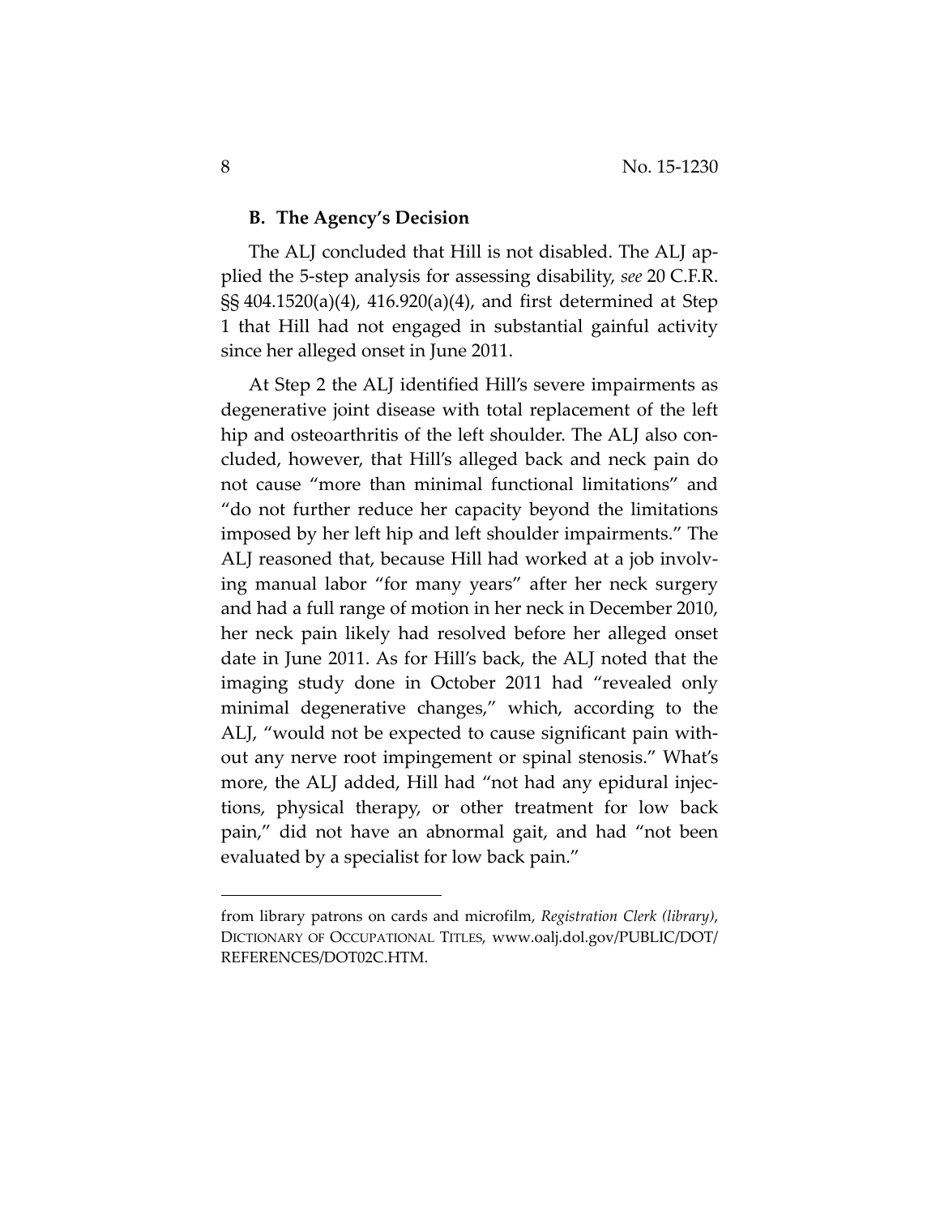### B. The Agency's Decision

The ALJ concluded that Hill is not disabled. The ALJ applied the 5-step analysis for assessing disability, *see* 20 C.F.R. §§ 404.1520(a)(4), 416.920(a)(4), and first determined at Step 1 that Hill had not engaged in substantial gainful activity since her alleged onset in June 2011.

At Step 2 the ALJ identified Hill's severe impairments as degenerative joint disease with total replacement of the left hip and osteoarthritis of the left shoulder. The ALJ also concluded, however, that Hill's alleged back and neck pain do not cause "more than minimal functional limitations" and "do not further reduce her capacity beyond the limitations imposed by her left hip and left shoulder impairments." The ALJ reasoned that, because Hill had worked at a job involving manual labor "for many years" after her neck surgery and had a full range of motion in her neck in December 2010, her neck pain likely had resolved before her alleged onset date in June 2011. As for Hill's back, the ALJ noted that the imaging study done in October 2011 had "revealed only minimal degenerative changes," which, according to the ALJ, "would not be expected to cause significant pain without any nerve root impingement or spinal stenosis." What's more, the ALJ added, Hill had "not had any epidural injections, physical therapy, or other treatment for low back pain," did not have an abnormal gait, and had "not been evaluated by a specialist for low back pain."

---

from library patrons on cards and microfilm, *Registration Clerk (library)*, DICTIONARY OF OCCUPATIONAL TITLES, www.oalj.dol.gov/PUBLIC/DOT/REFERENCES/DOT02C.HTM.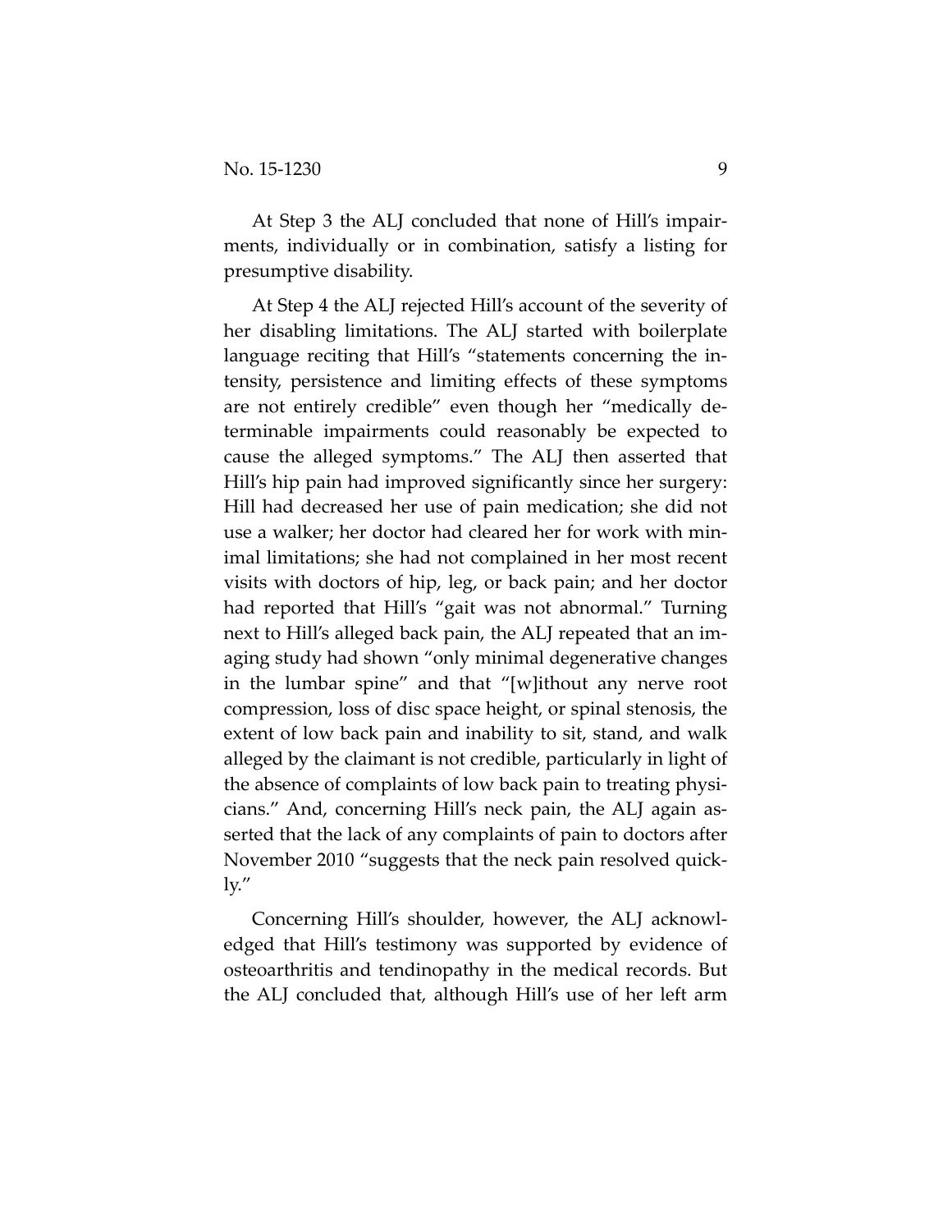At Step 3 the ALJ concluded that none of Hill's impairments, individually or in combination, satisfy a listing for presumptive disability.

At Step 4 the ALJ rejected Hill's account of the severity of her disabling limitations. The ALJ started with boilerplate language reciting that Hill's "statements concerning the intensity, persistence and limiting effects of these symptoms are not entirely credible" even though her "medically determinable impairments could reasonably be expected to cause the alleged symptoms." The ALJ then asserted that Hill's hip pain had improved significantly since her surgery: Hill had decreased her use of pain medication; she did not use a walker; her doctor had cleared her for work with minimal limitations; she had not complained in her most recent visits with doctors of hip, leg, or back pain; and her doctor had reported that Hill's "gait was not abnormal." Turning next to Hill's alleged back pain, the ALJ repeated that an imaging study had shown "only minimal degenerative changes in the lumbar spine" and that "[w]ithout any nerve root compression, loss of disc space height, or spinal stenosis, the extent of low back pain and inability to sit, stand, and walk alleged by the claimant is not credible, particularly in light of the absence of complaints of low back pain to treating physicians." And, concerning Hill's neck pain, the ALJ again asserted that the lack of any complaints of pain to doctors after November 2010 "suggests that the neck pain resolved quickly."

Concerning Hill's shoulder, however, the ALJ acknowledged that Hill's testimony was supported by evidence of osteoarthritis and tendinopathy in the medical records. But the ALJ concluded that, although Hill's use of her left arm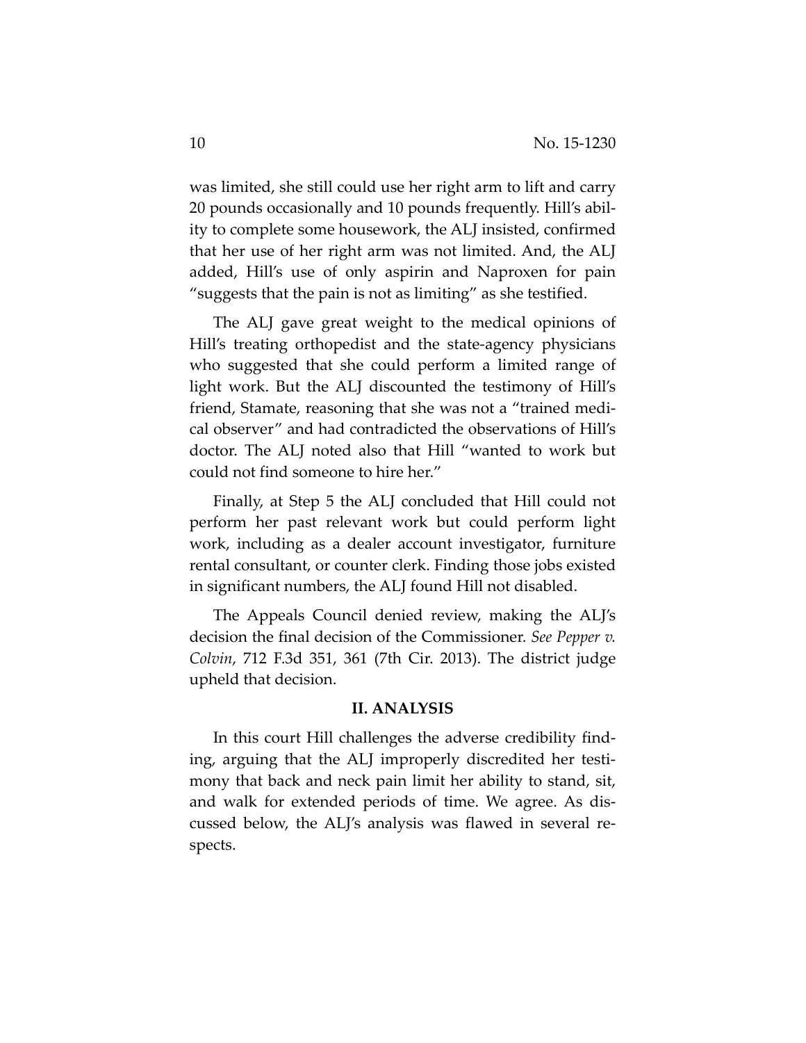was limited, she still could use her right arm to lift and carry 20 pounds occasionally and 10 pounds frequently. Hill's ability to complete some housework, the ALJ insisted, confirmed that her use of her right arm was not limited. And, the ALJ added, Hill's use of only aspirin and Naproxen for pain "suggests that the pain is not as limiting" as she testified.

The ALJ gave great weight to the medical opinions of Hill's treating orthopedist and the state-agency physicians who suggested that she could perform a limited range of light work. But the ALJ discounted the testimony of Hill's friend, Stamate, reasoning that she was not a "trained medical observer" and had contradicted the observations of Hill's doctor. The ALJ noted also that Hill "wanted to work but could not find someone to hire her."

Finally, at Step 5 the ALJ concluded that Hill could not perform her past relevant work but could perform light work, including as a dealer account investigator, furniture rental consultant, or counter clerk. Finding those jobs existed in significant numbers, the ALJ found Hill not disabled.

The Appeals Council denied review, making the ALJ's decision the final decision of the Commissioner. *See Pepper v. Colvin*, 712 F.3d 351, 361 (7th Cir. 2013). The district judge upheld that decision.

## II. ANALYSIS

In this court Hill challenges the adverse credibility finding, arguing that the ALJ improperly discredited her testimony that back and neck pain limit her ability to stand, sit, and walk for extended periods of time. We agree. As discussed below, the ALJ's analysis was flawed in several respects.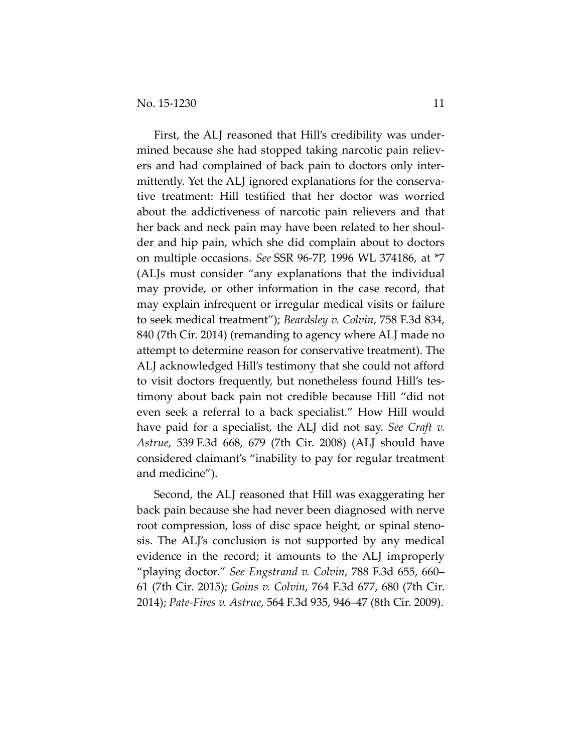First, the ALJ reasoned that Hill's credibility was undermined because she had stopped taking narcotic pain relievers and had complained of back pain to doctors only intermittently. Yet the ALJ ignored explanations for the conservative treatment: Hill testified that her doctor was worried about the addictiveness of narcotic pain relievers and that her back and neck pain may have been related to her shoulder and hip pain, which she did complain about to doctors on multiple occasions. *See* SSR 96-7P, 1996 WL 374186, at *7 (ALJs must consider "any explanations that the individual may provide, or other information in the case record, that may explain infrequent or irregular medical visits or failure to seek medical treatment"); *Beardsley v. Colvin*, 758 F.3d 834, 840 (7th Cir. 2014) (remanding to agency where ALJ made no attempt to determine reason for conservative treatment). The ALJ acknowledged Hill's testimony that she could not afford to visit doctors frequently, but nonetheless found Hill's testimony about back pain not credible because Hill "did not even seek a referral to a back specialist." How Hill would have paid for a specialist, the ALJ did not say. *See Craft v. Astrue*, 539 F.3d 668, 679 (7th Cir. 2008) (ALJ should have considered claimant's "inability to pay for regular treatment and medicine").

Second, the ALJ reasoned that Hill was exaggerating her back pain because she had never been diagnosed with nerve root compression, loss of disc space height, or spinal stenosis. The ALJ's conclusion is not supported by any medical evidence in the record; it amounts to the ALJ improperly "playing doctor." *See Engstrand v. Colvin*, 788 F.3d 655, 660–61 (7th Cir. 2015); *Goins v. Colvin*, 764 F.3d 677, 680 (7th Cir. 2014); *Pate-Fires v. Astrue*, 564 F.3d 935, 946–47 (8th Cir. 2009).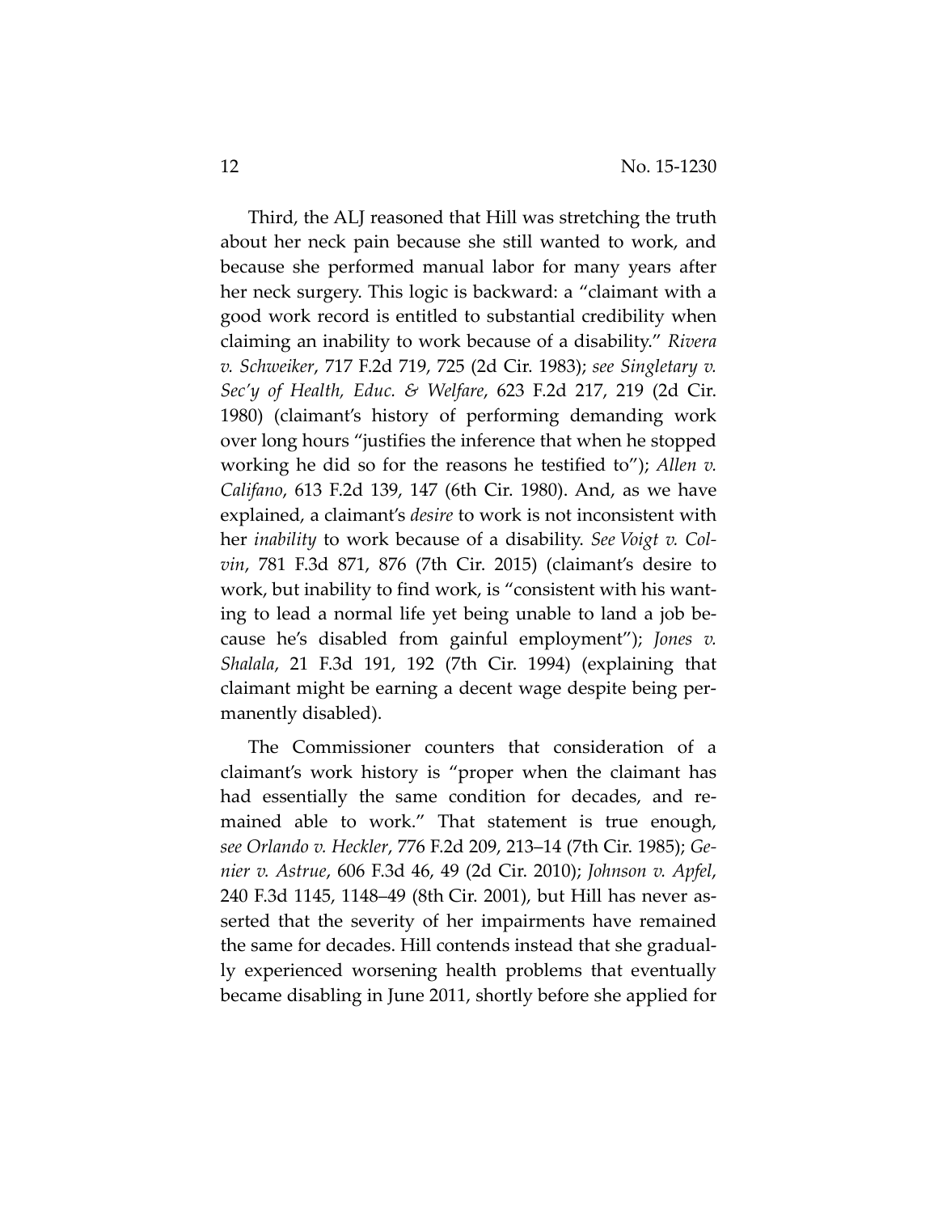Third, the ALJ reasoned that Hill was stretching the truth about her neck pain because she still wanted to work, and because she performed manual labor for many years after her neck surgery. This logic is backward: a "claimant with a good work record is entitled to substantial credibility when claiming an inability to work because of a disability." *Rivera v. Schweiker*, 717 F.2d 719, 725 (2d Cir. 1983); *see Singletary v. Sec'y of Health, Educ. & Welfare*, 623 F.2d 217, 219 (2d Cir. 1980) (claimant's history of performing demanding work over long hours "justifies the inference that when he stopped working he did so for the reasons he testified to"); *Allen v. Califano*, 613 F.2d 139, 147 (6th Cir. 1980). And, as we have explained, a claimant's *desire* to work is not inconsistent with her *inability* to work because of a disability. *See Voigt v. Colvin*, 781 F.3d 871, 876 (7th Cir. 2015) (claimant's desire to work, but inability to find work, is "consistent with his wanting to lead a normal life yet being unable to land a job because he's disabled from gainful employment"); *Jones v. Shalala*, 21 F.3d 191, 192 (7th Cir. 1994) (explaining that claimant might be earning a decent wage despite being permanently disabled).

The Commissioner counters that consideration of a claimant's work history is "proper when the claimant has had essentially the same condition for decades, and remained able to work." That statement is true enough, *see Orlando v. Heckler*, 776 F.2d 209, 213–14 (7th Cir. 1985); *Genier v. Astrue*, 606 F.3d 46, 49 (2d Cir. 2010); *Johnson v. Apfel*, 240 F.3d 1145, 1148–49 (8th Cir. 2001), but Hill has never asserted that the severity of her impairments have remained the same for decades. Hill contends instead that she gradually experienced worsening health problems that eventually became disabling in June 2011, shortly before she applied for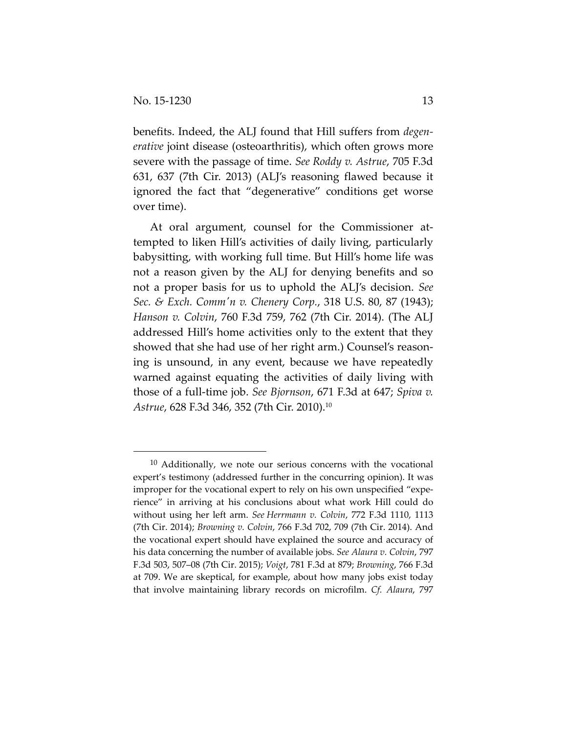benefits. Indeed, the ALJ found that Hill suffers from *degenerative* joint disease (osteoarthritis), which often grows more severe with the passage of time. *See Roddy v. Astrue*, 705 F.3d 631, 637 (7th Cir. 2013) (ALJ's reasoning flawed because it ignored the fact that "degenerative" conditions get worse over time).

At oral argument, counsel for the Commissioner attempted to liken Hill's activities of daily living, particularly babysitting, with working full time. But Hill's home life was not a reason given by the ALJ for denying benefits and so not a proper basis for us to uphold the ALJ's decision. *See Sec. & Exch. Comm'n v. Chenery Corp.*, 318 U.S. 80, 87 (1943); *Hanson v. Colvin*, 760 F.3d 759, 762 (7th Cir. 2014). (The ALJ addressed Hill's home activities only to the extent that they showed that she had use of her right arm.) Counsel's reasoning is unsound, in any event, because we have repeatedly warned against equating the activities of daily living with those of a full-time job. *See Bjornson*, 671 F.3d at 647; *Spiva v. Astrue*, 628 F.3d 346, 352 (7th Cir. 2010).[10]

---

[10] Additionally, we note our serious concerns with the vocational expert's testimony (addressed further in the concurring opinion). It was improper for the vocational expert to rely on his own unspecified "experience" in arriving at his conclusions about what work Hill could do without using her left arm. *See Herrmann v. Colvin*, 772 F.3d 1110, 1113 (7th Cir. 2014); *Browning v. Colvin*, 766 F.3d 702, 709 (7th Cir. 2014). And the vocational expert should have explained the source and accuracy of his data concerning the number of available jobs. *See Alaura v. Colvin*, 797 F.3d 503, 507–08 (7th Cir. 2015); *Voigt*, 781 F.3d at 879; *Browning*, 766 F.3d at 709. We are skeptical, for example, about how many jobs exist today that involve maintaining library records on microfilm. *Cf. Alaura*, 797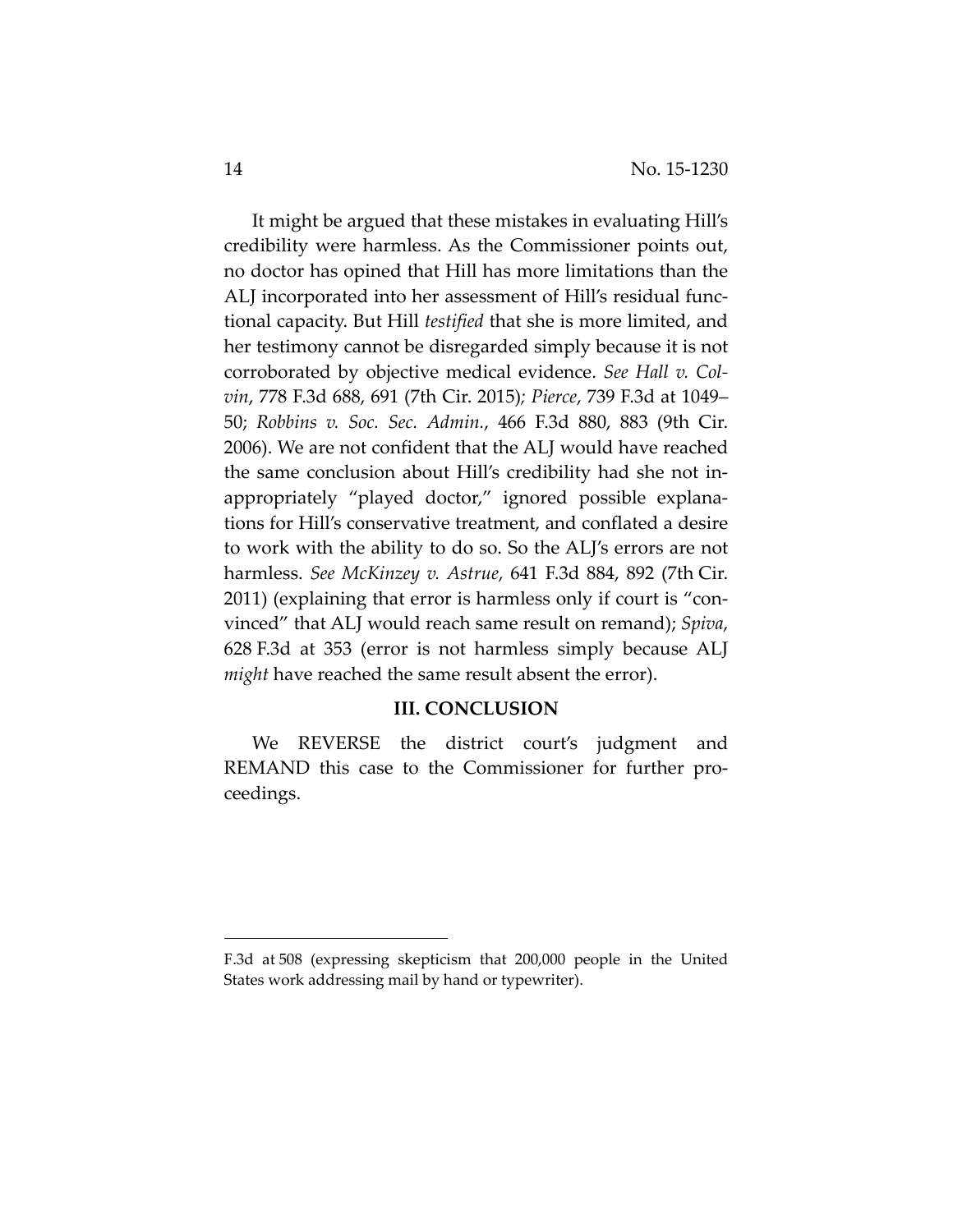It might be argued that these mistakes in evaluating Hill's credibility were harmless. As the Commissioner points out, no doctor has opined that Hill has more limitations than the ALJ incorporated into her assessment of Hill's residual functional capacity. But Hill *testified* that she is more limited, and her testimony cannot be disregarded simply because it is not corroborated by objective medical evidence. *See Hall v. Colvin*, 778 F.3d 688, 691 (7th Cir. 2015); *Pierce*, 739 F.3d at 1049–50; *Robbins v. Soc. Sec. Admin.*, 466 F.3d 880, 883 (9th Cir. 2006). We are not confident that the ALJ would have reached the same conclusion about Hill's credibility had she not inappropriately "played doctor," ignored possible explanations for Hill's conservative treatment, and conflated a desire to work with the ability to do so. So the ALJ's errors are not harmless. *See McKinzey v. Astrue*, 641 F.3d 884, 892 (7th Cir. 2011) (explaining that error is harmless only if court is "convinced" that ALJ would reach same result on remand); *Spiva*, 628 F.3d at 353 (error is not harmless simply because ALJ *might* have reached the same result absent the error).

## III. CONCLUSION

We REVERSE the district court's judgment and REMAND this case to the Commissioner for further proceedings.

---

F.3d at 508 (expressing skepticism that 200,000 people in the United States work addressing mail by hand or typewriter).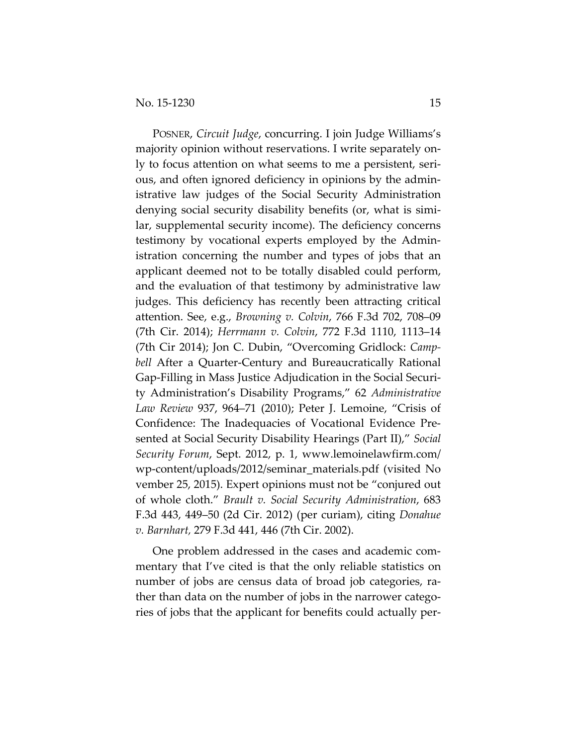POSNER, *Circuit Judge*, concurring. I join Judge Williams's majority opinion without reservations. I write separately only to focus attention on what seems to me a persistent, serious, and often ignored deficiency in opinions by the administrative law judges of the Social Security Administration denying social security disability benefits (or, what is similar, supplemental security income). The deficiency concerns testimony by vocational experts employed by the Administration concerning the number and types of jobs that an applicant deemed not to be totally disabled could perform, and the evaluation of that testimony by administrative law judges. This deficiency has recently been attracting critical attention. See, e.g., *Browning v. Colvin*, 766 F.3d 702, 708–09 (7th Cir. 2014); *Herrmann v. Colvin*, 772 F.3d 1110, 1113–14 (7th Cir 2014); Jon C. Dubin, "Overcoming Gridlock: *Campbell* After a Quarter-Century and Bureaucratically Rational Gap-Filling in Mass Justice Adjudication in the Social Security Administration's Disability Programs," 62 *Administrative Law Review* 937, 964–71 (2010); Peter J. Lemoine, "Crisis of Confidence: The Inadequacies of Vocational Evidence Presented at Social Security Disability Hearings (Part II)," *Social Security Forum*, Sept. 2012, p. 1, www.lemoinelawfirm.com/wp-content/uploads/2012/seminar_materials.pdf (visited November 25, 2015). Expert opinions must not be "conjured out of whole cloth." *Brault v. Social Security Administration*, 683 F.3d 443, 449–50 (2d Cir. 2012) (per curiam), citing *Donahue v. Barnhart*, 279 F.3d 441, 446 (7th Cir. 2002).

One problem addressed in the cases and academic commentary that I've cited is that the only reliable statistics on number of jobs are census data of broad job categories, rather than data on the number of jobs in the narrower categories of jobs that the applicant for benefits could actually per-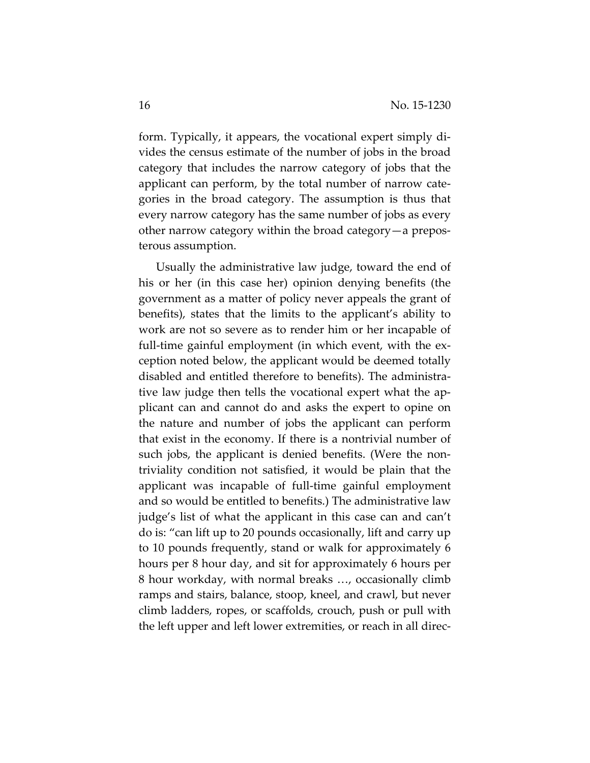form. Typically, it appears, the vocational expert simply divides the census estimate of the number of jobs in the broad category that includes the narrow category of jobs that the applicant can perform, by the total number of narrow categories in the broad category. The assumption is thus that every narrow category has the same number of jobs as every other narrow category within the broad category—a preposterous assumption.

Usually the administrative law judge, toward the end of his or her (in this case her) opinion denying benefits (the government as a matter of policy never appeals the grant of benefits), states that the limits to the applicant's ability to work are not so severe as to render him or her incapable of full-time gainful employment (in which event, with the exception noted below, the applicant would be deemed totally disabled and entitled therefore to benefits). The administrative law judge then tells the vocational expert what the applicant can and cannot do and asks the expert to opine on the nature and number of jobs the applicant can perform that exist in the economy. If there is a nontrivial number of such jobs, the applicant is denied benefits. (Were the nontriviality condition not satisfied, it would be plain that the applicant was incapable of full-time gainful employment and so would be entitled to benefits.) The administrative law judge's list of what the applicant in this case can and can't do is: "can lift up to 20 pounds occasionally, lift and carry up to 10 pounds frequently, stand or walk for approximately 6 hours per 8 hour day, and sit for approximately 6 hours per 8 hour workday, with normal breaks …, occasionally climb ramps and stairs, balance, stoop, kneel, and crawl, but never climb ladders, ropes, or scaffolds, crouch, push or pull with the left upper and left lower extremities, or reach in all direc-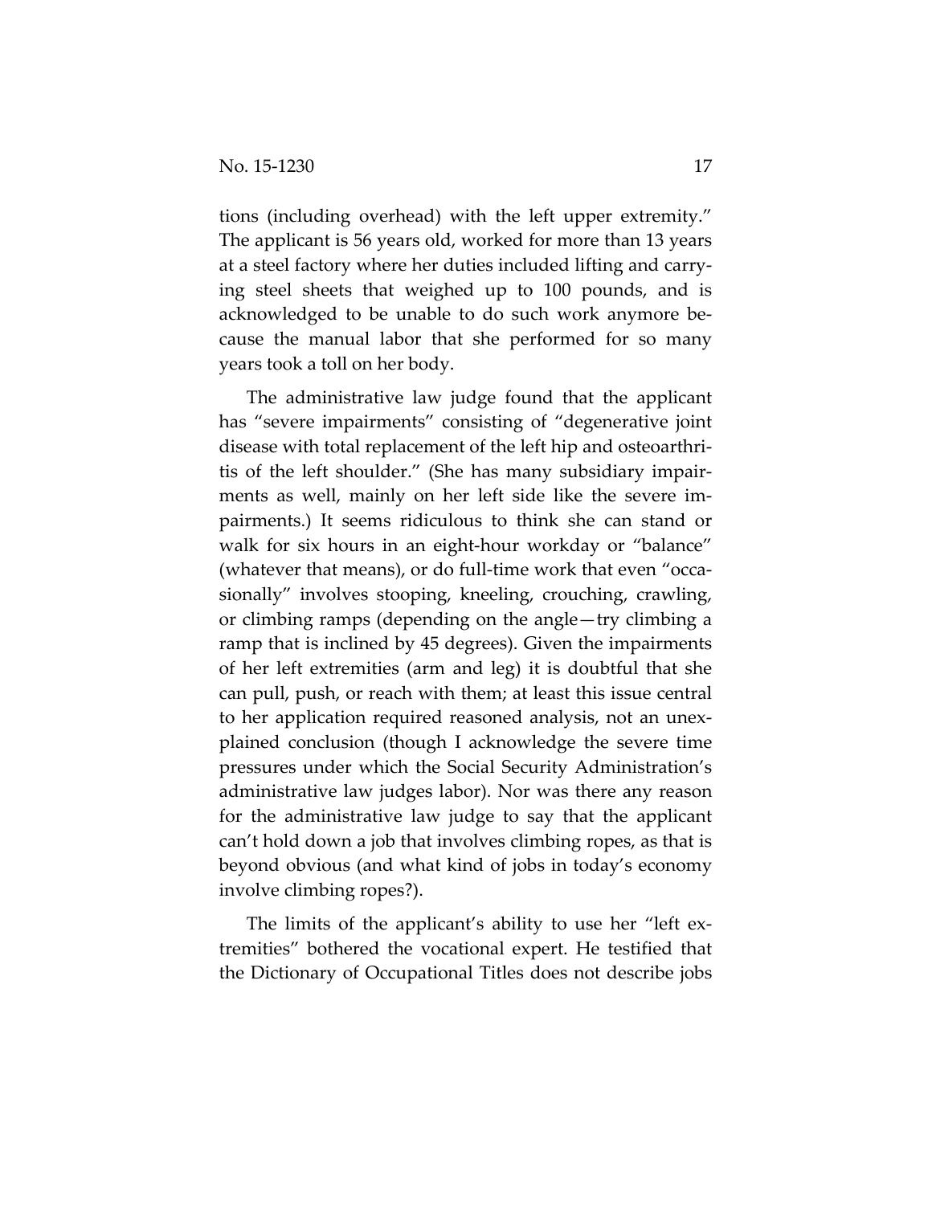tions (including overhead) with the left upper extremity." The applicant is 56 years old, worked for more than 13 years at a steel factory where her duties included lifting and carrying steel sheets that weighed up to 100 pounds, and is acknowledged to be unable to do such work anymore because the manual labor that she performed for so many years took a toll on her body.

The administrative law judge found that the applicant has "severe impairments" consisting of "degenerative joint disease with total replacement of the left hip and osteoarthritis of the left shoulder." (She has many subsidiary impairments as well, mainly on her left side like the severe impairments.) It seems ridiculous to think she can stand or walk for six hours in an eight-hour workday or "balance" (whatever that means), or do full-time work that even "occasionally" involves stooping, kneeling, crouching, crawling, or climbing ramps (depending on the angle—try climbing a ramp that is inclined by 45 degrees). Given the impairments of her left extremities (arm and leg) it is doubtful that she can pull, push, or reach with them; at least this issue central to her application required reasoned analysis, not an unexplained conclusion (though I acknowledge the severe time pressures under which the Social Security Administration's administrative law judges labor). Nor was there any reason for the administrative law judge to say that the applicant can't hold down a job that involves climbing ropes, as that is beyond obvious (and what kind of jobs in today's economy involve climbing ropes?).

The limits of the applicant's ability to use her "left extremities" bothered the vocational expert. He testified that the Dictionary of Occupational Titles does not describe jobs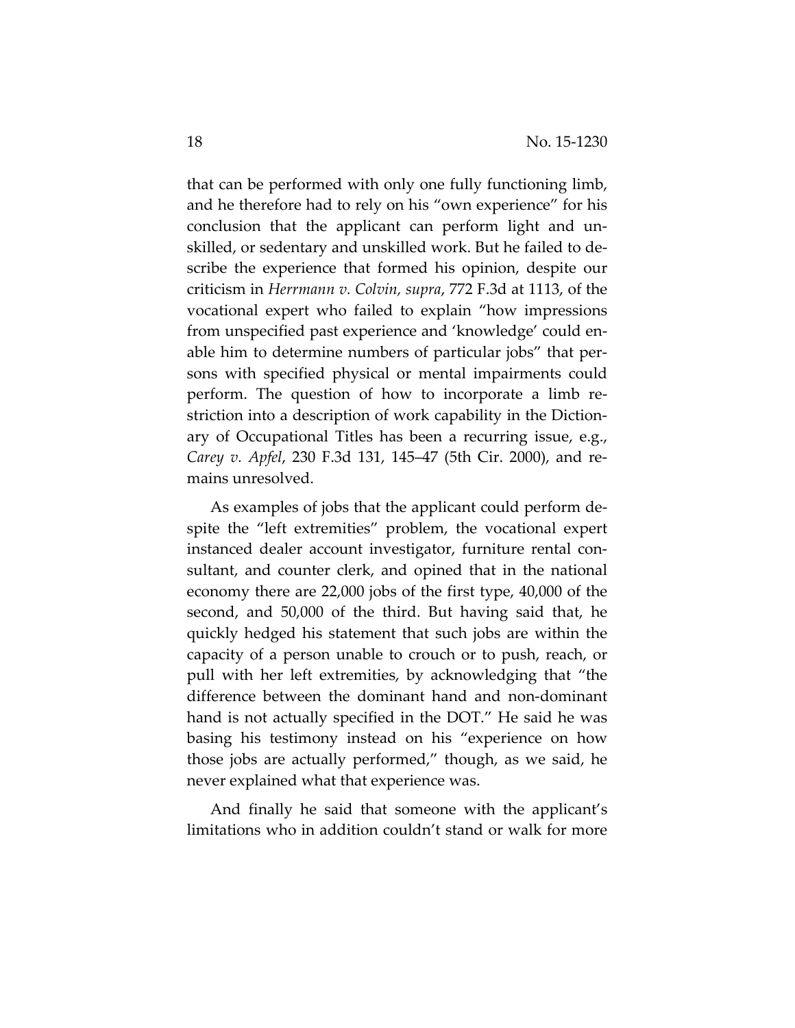that can be performed with only one fully functioning limb, and he therefore had to rely on his "own experience" for his conclusion that the applicant can perform light and unskilled, or sedentary and unskilled work. But he failed to describe the experience that formed his opinion, despite our criticism in *Herrmann v. Colvin, supra*, 772 F.3d at 1113, of the vocational expert who failed to explain "how impressions from unspecified past experience and 'knowledge' could enable him to determine numbers of particular jobs" that persons with specified physical or mental impairments could perform. The question of how to incorporate a limb restriction into a description of work capability in the Dictionary of Occupational Titles has been a recurring issue, e.g., *Carey v. Apfel*, 230 F.3d 131, 145–47 (5th Cir. 2000), and remains unresolved.

As examples of jobs that the applicant could perform despite the "left extremities" problem, the vocational expert instanced dealer account investigator, furniture rental consultant, and counter clerk, and opined that in the national economy there are 22,000 jobs of the first type, 40,000 of the second, and 50,000 of the third. But having said that, he quickly hedged his statement that such jobs are within the capacity of a person unable to crouch or to push, reach, or pull with her left extremities, by acknowledging that "the difference between the dominant hand and non-dominant hand is not actually specified in the DOT." He said he was basing his testimony instead on his "experience on how those jobs are actually performed," though, as we said, he never explained what that experience was.

And finally he said that someone with the applicant's limitations who in addition couldn't stand or walk for more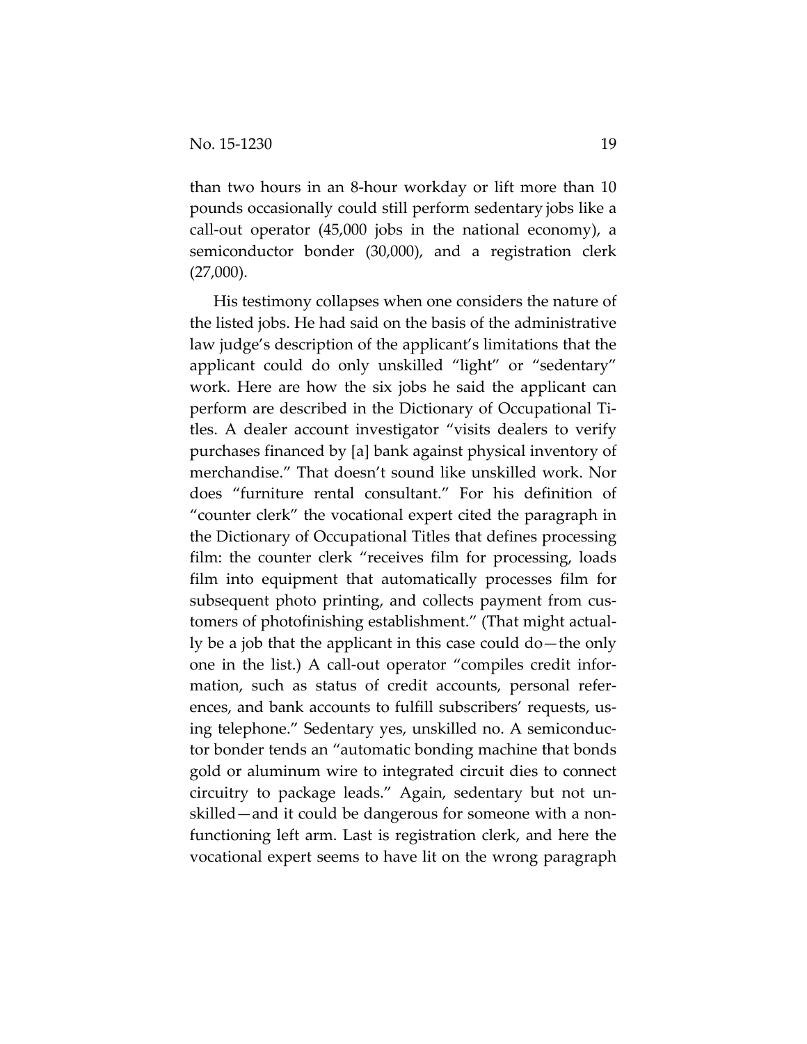than two hours in an 8-hour workday or lift more than 10 pounds occasionally could still perform sedentary jobs like a call-out operator (45,000 jobs in the national economy), a semiconductor bonder (30,000), and a registration clerk (27,000).

His testimony collapses when one considers the nature of the listed jobs. He had said on the basis of the administrative law judge's description of the applicant's limitations that the applicant could do only unskilled "light" or "sedentary" work. Here are how the six jobs he said the applicant can perform are described in the Dictionary of Occupational Titles. A dealer account investigator "visits dealers to verify purchases financed by [a] bank against physical inventory of merchandise." That doesn't sound like unskilled work. Nor does "furniture rental consultant." For his definition of "counter clerk" the vocational expert cited the paragraph in the Dictionary of Occupational Titles that defines processing film: the counter clerk "receives film for processing, loads film into equipment that automatically processes film for subsequent photo printing, and collects payment from customers of photofinishing establishment." (That might actually be a job that the applicant in this case could do—the only one in the list.) A call-out operator "compiles credit information, such as status of credit accounts, personal references, and bank accounts to fulfill subscribers' requests, using telephone." Sedentary yes, unskilled no. A semiconductor bonder tends an "automatic bonding machine that bonds gold or aluminum wire to integrated circuit dies to connect circuitry to package leads." Again, sedentary but not unskilled—and it could be dangerous for someone with a nonfunctioning left arm. Last is registration clerk, and here the vocational expert seems to have lit on the wrong paragraph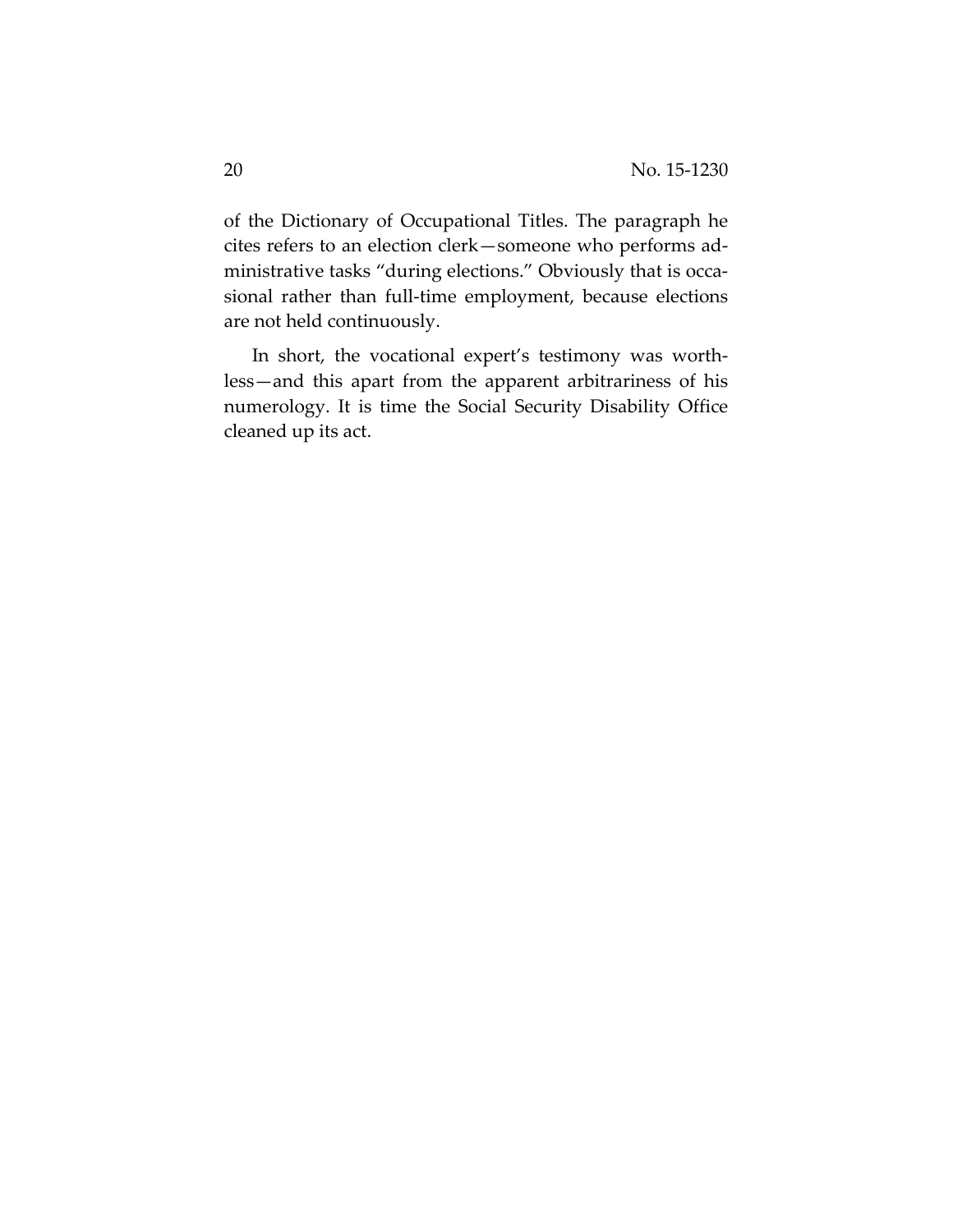of the Dictionary of Occupational Titles. The paragraph he cites refers to an election clerk—someone who performs administrative tasks "during elections." Obviously that is occasional rather than full-time employment, because elections are not held continuously.

In short, the vocational expert's testimony was worthless—and this apart from the apparent arbitrariness of his numerology. It is time the Social Security Disability Office cleaned up its act.